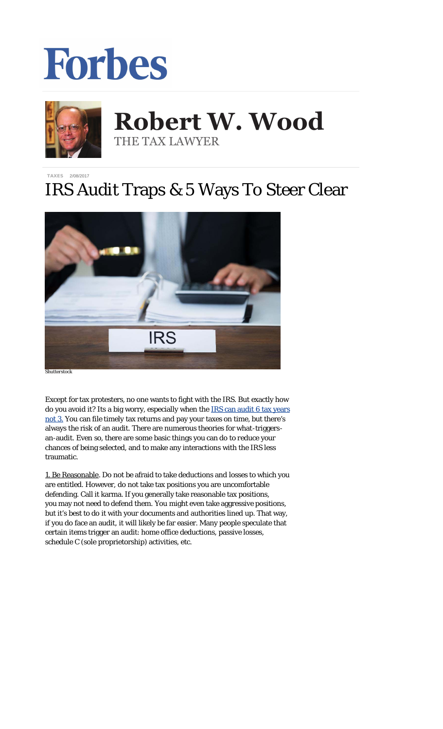Forbes

# Robert W. Wood

THE TAX LAWYER

TAXES 2/08/2017

# IRS Audit Traps & 5 Ways To Steer Clear

Shutterstock

Except for tax protesters, no one wants to fight with the IRS. But exactly how do you avoid it? Its a big worry, especially when the [IRS can audit 6 tax years not 3.](#) You can file timely tax returns and pay your taxes on time, but there's always the risk of an audit. There are numerous theories for what-triggers-an-audit. Even so, there are some basic things you can do to reduce your chances of being selected, and to make any interactions with the IRS less traumatic.

1. Be Reasonable. Do not be afraid to take deductions and losses to which you are entitled. However, do not take tax positions you are uncomfortable defending. Call it karma. If you generally take reasonable tax positions, you may not need to defend them. You might even take aggressive positions, but it's best to do it with your documents and authorities lined up. That way, if you do face an audit, it will likely be far easier. Many people speculate that certain items trigger an audit: home office deductions, passive losses, schedule C (sole proprietorship) activities, etc.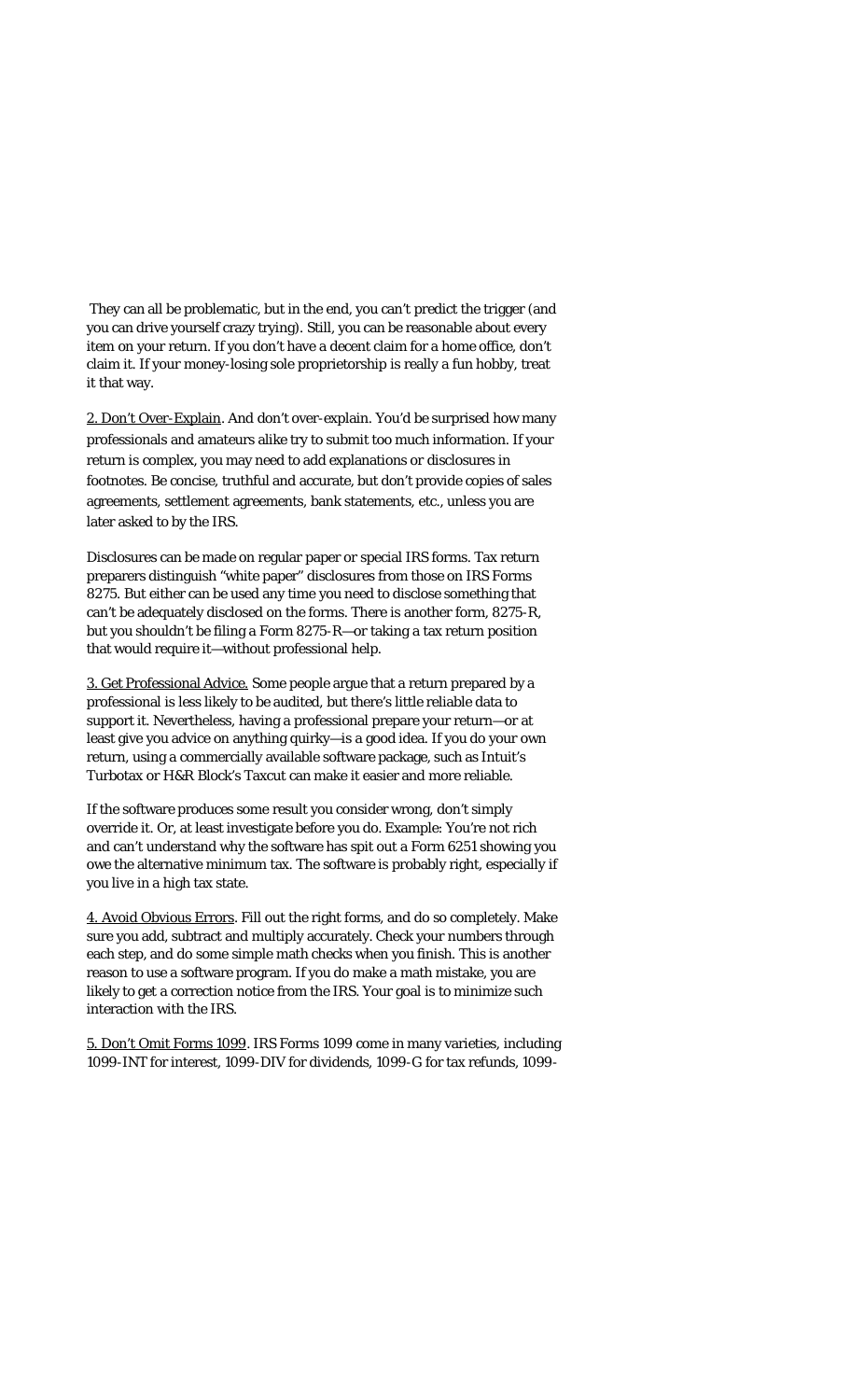They can all be problematic, but in the end, you can't predict the trigger (and you can drive yourself crazy trying). Still, you can be reasonable about every item on your return. If you don't have a decent claim for a home office, don't claim it. If your money-losing sole proprietorship is really a fun hobby, treat it that way.

<u>2. Don't Over-Explain</u>. And don't over-explain. You'd be surprised how many professionals and amateurs alike try to submit too much information. If your return is complex, you may need to add explanations or disclosures in footnotes. Be concise, truthful and accurate, but don't provide copies of sales agreements, settlement agreements, bank statements, etc., unless you are later asked to by the IRS.

Disclosures can be made on regular paper or special IRS forms. Tax return preparers distinguish "white paper" disclosures from those on IRS Forms 8275. But either can be used any time you need to disclose something that can't be adequately disclosed on the forms. There is another form, 8275-R, but you shouldn't be filing a Form 8275-R—or taking a tax return position that would require it—without professional help.

<u>3. Get Professional Advice.</u> Some people argue that a return prepared by a professional is less likely to be audited, but there's little reliable data to support it. Nevertheless, having a professional prepare your return—or at least give you advice on anything quirky—is a good idea. If you do your own return, using a commercially available software package, such as Intuit's Turbotax or H&R Block's Taxcut can make it easier and more reliable.

If the software produces some result you consider wrong, don't simply override it. Or, at least investigate before you do. Example: You're not rich and can't understand why the software has spit out a Form 6251 showing you owe the alternative minimum tax. The software is probably right, especially if you live in a high tax state.

<u>4. Avoid Obvious Errors</u>. Fill out the right forms, and do so completely. Make sure you add, subtract and multiply accurately. Check your numbers through each step, and do some simple math checks when you finish. This is another reason to use a software program. If you do make a math mistake, you are likely to get a correction notice from the IRS. Your goal is to minimize such interaction with the IRS.

<u>5. Don't Omit Forms 1099</u>. IRS Forms 1099 come in many varieties, including 1099-INT for interest, 1099-DIV for dividends, 1099-G for tax refunds, 1099-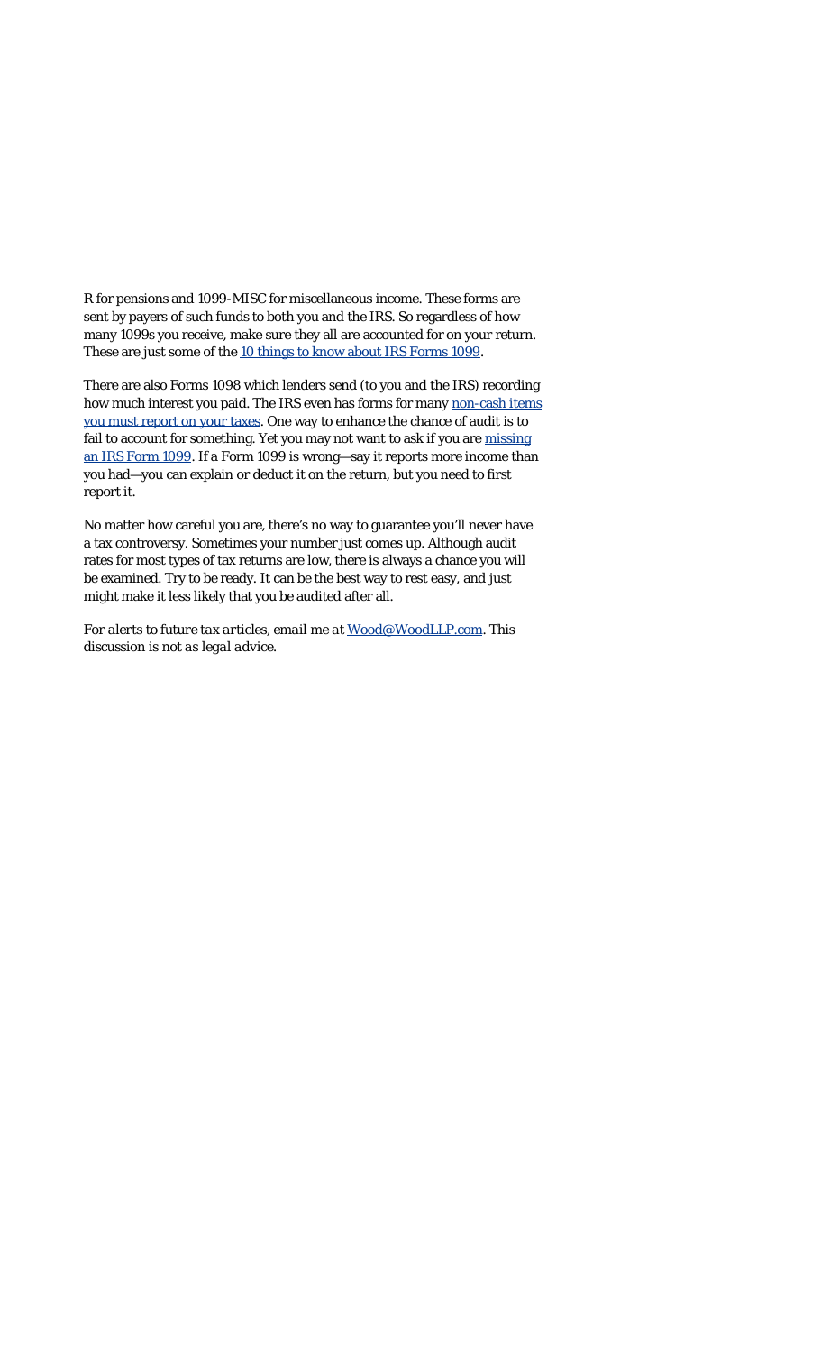R for pensions and 1099-MISC for miscellaneous income. These forms are sent by payers of such funds to both you and the IRS. So regardless of how many 1099s you receive, make sure they all are accounted for on your return. These are just some of the [10 things to know about IRS Forms 1099](#).

There are also Forms 1098 which lenders send (to you and the IRS) recording how much interest you paid. The IRS even has forms for many [non-cash items you must report on your taxes](#). One way to enhance the chance of audit is to fail to account for something. Yet you may not want to ask if you are [missing an IRS Form 1099](#). If a Form 1099 is wrong—say it reports more income than you had—you can explain or deduct it on the return, but you need to first report it.

No matter how careful you are, there's no way to guarantee you'll never have a tax controversy. Sometimes your number just comes up. Although audit rates for most types of tax returns are low, there is always a chance you will be examined. Try to be ready. It can be the best way to rest easy, and just might make it less likely that you be audited after all.

*For alerts to future tax articles, email me at* [Wood@WoodLLP.com](mailto:Wood@WoodLLP.com)*. This discussion is not as legal advice.*